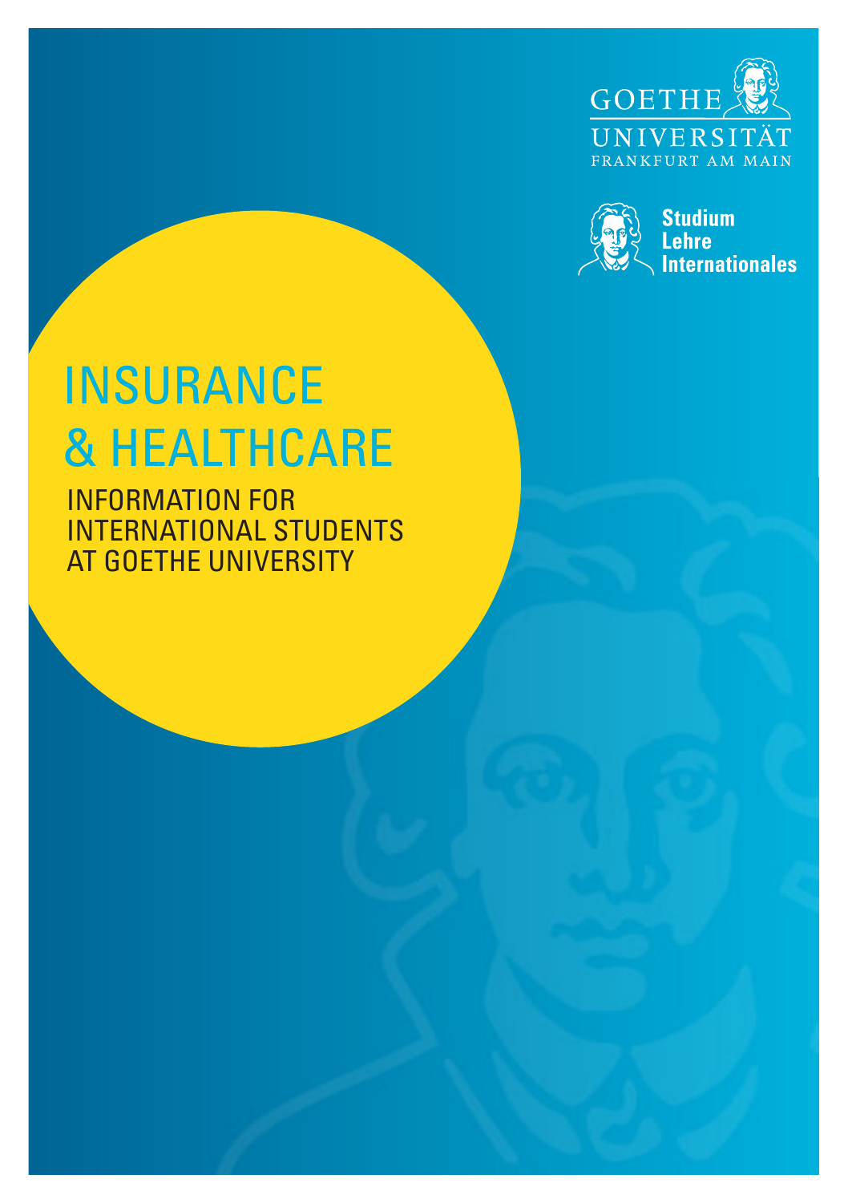GOETHE UNIVERSITÄT FRANKFURT AM MAIN

Studium
Lehre
Internationales

# INSURANCE & HEALTHCARE

INFORMATION FOR INTERNATIONAL STUDENTS AT GOETHE UNIVERSITY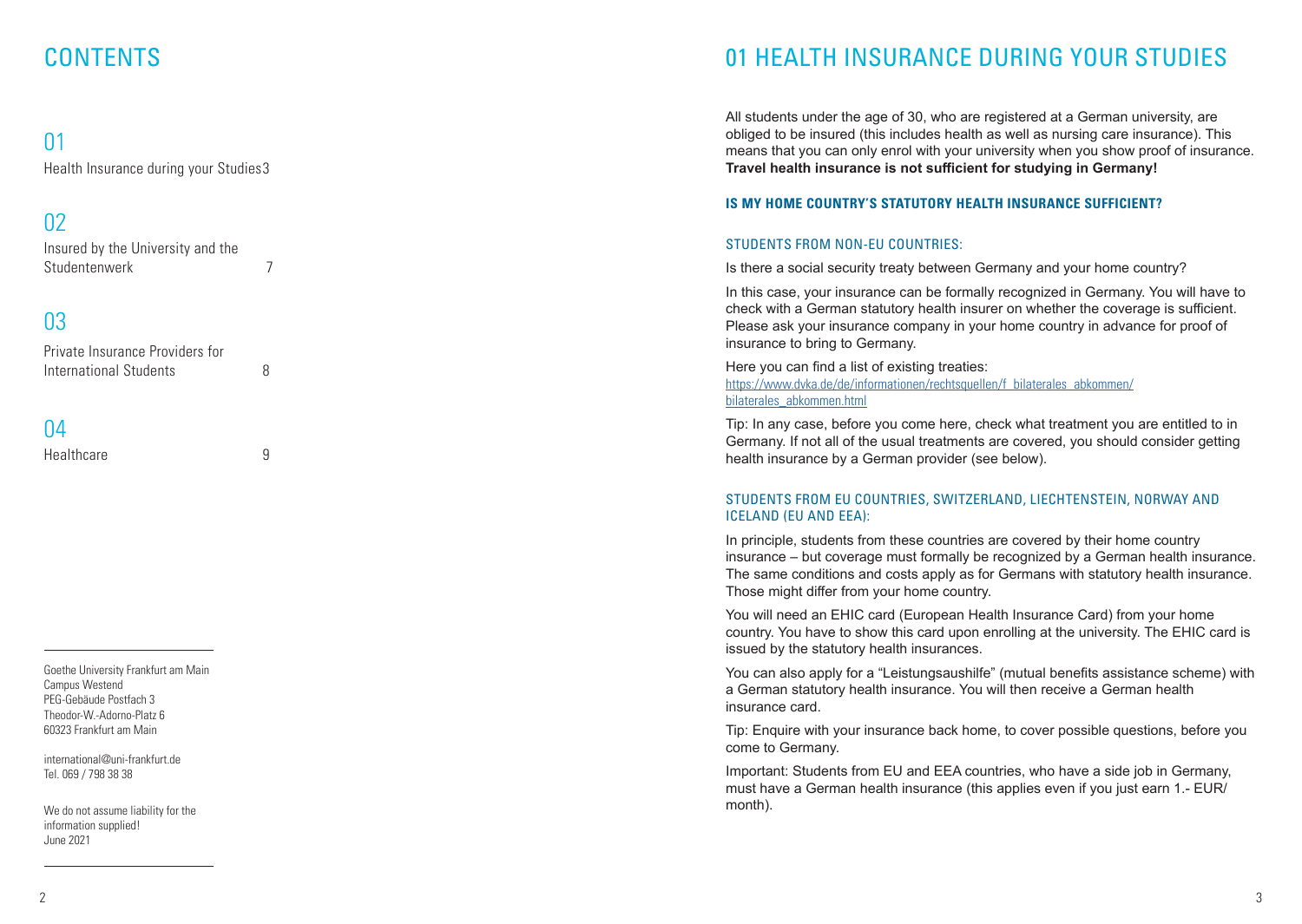# CONTENTS

## 01

Health Insurance during your Studies 3

## 02

Insured by the University and the Studentenwerk 7

## 03

Private Insurance Providers for International Students 8

## 04

Healthcare 9

Goethe University Frankfurt am Main
Campus Westend
PEG-Gebäude Postfach 3
Theodor-W.-Adorno-Platz 6
60323 Frankfurt am Main

international@uni-frankfurt.de
Tel. 069 / 798 38 38

We do not assume liability for the information supplied!
June 2021

# 01 HEALTH INSURANCE DURING YOUR STUDIES

All students under the age of 30, who are registered at a German university, are obliged to be insured (this includes health as well as nursing care insurance). This means that you can only enrol with your university when you show proof of insurance. **Travel health insurance is not sufficient for studying in Germany!**

### IS MY HOME COUNTRY'S STATUTORY HEALTH INSURANCE SUFFICIENT?

#### STUDENTS FROM NON-EU COUNTRIES:

Is there a social security treaty between Germany and your home country?

In this case, your insurance can be formally recognized in Germany. You will have to check with a German statutory health insurer on whether the coverage is sufficient. Please ask your insurance company in your home country in advance for proof of insurance to bring to Germany.

Here you can find a list of existing treaties:
https://www.dvka.de/de/informationen/rechtsquellen/f_bilaterales_abkommen/bilaterales_abkommen.html

Tip: In any case, before you come here, check what treatment you are entitled to in Germany. If not all of the usual treatments are covered, you should consider getting health insurance by a German provider (see below).

#### STUDENTS FROM EU COUNTRIES, SWITZERLAND, LIECHTENSTEIN, NORWAY AND ICELAND (EU AND EEA):

In principle, students from these countries are covered by their home country insurance – but coverage must formally be recognized by a German health insurance. The same conditions and costs apply as for Germans with statutory health insurance. Those might differ from your home country.

You will need an EHIC card (European Health Insurance Card) from your home country. You have to show this card upon enrolling at the university. The EHIC card is issued by the statutory health insurances.

You can also apply for a "Leistungsaushilfe" (mutual benefits assistance scheme) with a German statutory health insurance. You will then receive a German health insurance card.

Tip: Enquire with your insurance back home, to cover possible questions, before you come to Germany.

Important: Students from EU and EEA countries, who have a side job in Germany, must have a German health insurance (this applies even if you just earn 1.- EUR/month).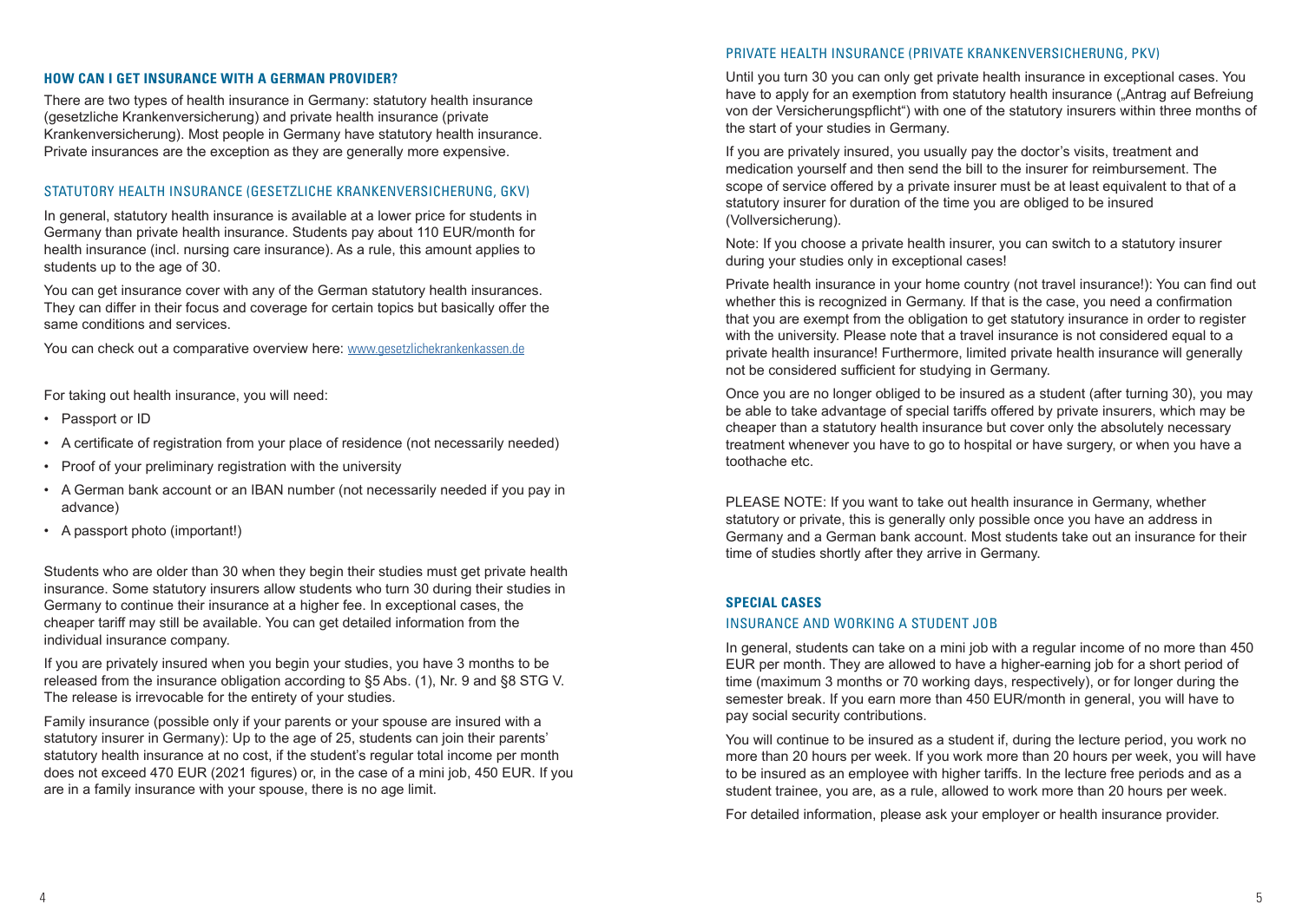## HOW CAN I GET INSURANCE WITH A GERMAN PROVIDER?

There are two types of health insurance in Germany: statutory health insurance (gesetzliche Krankenversicherung) and private health insurance (private Krankenversicherung). Most people in Germany have statutory health insurance. Private insurances are the exception as they are generally more expensive.

### STATUTORY HEALTH INSURANCE (GESETZLICHE KRANKENVERSICHERUNG, GKV)

In general, statutory health insurance is available at a lower price for students in Germany than private health insurance. Students pay about 110 EUR/month for health insurance (incl. nursing care insurance). As a rule, this amount applies to students up to the age of 30.

You can get insurance cover with any of the German statutory health insurances. They can differ in their focus and coverage for certain topics but basically offer the same conditions and services.

You can check out a comparative overview here: www.gesetzlichekrankenkassen.de

For taking out health insurance, you will need:

- Passport or ID
- A certificate of registration from your place of residence (not necessarily needed)
- Proof of your preliminary registration with the university
- A German bank account or an IBAN number (not necessarily needed if you pay in advance)
- A passport photo (important!)

Students who are older than 30 when they begin their studies must get private health insurance. Some statutory insurers allow students who turn 30 during their studies in Germany to continue their insurance at a higher fee. In exceptional cases, the cheaper tariff may still be available. You can get detailed information from the individual insurance company.

If you are privately insured when you begin your studies, you have 3 months to be released from the insurance obligation according to §5 Abs. (1), Nr. 9 and §8 STG V. The release is irrevocable for the entirety of your studies.

Family insurance (possible only if your parents or your spouse are insured with a statutory insurer in Germany): Up to the age of 25, students can join their parents' statutory health insurance at no cost, if the student's regular total income per month does not exceed 470 EUR (2021 figures) or, in the case of a mini job, 450 EUR. If you are in a family insurance with your spouse, there is no age limit.

### PRIVATE HEALTH INSURANCE (PRIVATE KRANKENVERSICHERUNG, PKV)

Until you turn 30 you can only get private health insurance in exceptional cases. You have to apply for an exemption from statutory health insurance („Antrag auf Befreiung von der Versicherungspflicht") with one of the statutory insurers within three months of the start of your studies in Germany.

If you are privately insured, you usually pay the doctor's visits, treatment and medication yourself and then send the bill to the insurer for reimbursement. The scope of service offered by a private insurer must be at least equivalent to that of a statutory insurer for duration of the time you are obliged to be insured (Vollversicherung).

Note: If you choose a private health insurer, you can switch to a statutory insurer during your studies only in exceptional cases!

Private health insurance in your home country (not travel insurance!): You can find out whether this is recognized in Germany. If that is the case, you need a confirmation that you are exempt from the obligation to get statutory insurance in order to register with the university. Please note that a travel insurance is not considered equal to a private health insurance! Furthermore, limited private health insurance will generally not be considered sufficient for studying in Germany.

Once you are no longer obliged to be insured as a student (after turning 30), you may be able to take advantage of special tariffs offered by private insurers, which may be cheaper than a statutory health insurance but cover only the absolutely necessary treatment whenever you have to go to hospital or have surgery, or when you have a toothache etc.

PLEASE NOTE: If you want to take out health insurance in Germany, whether statutory or private, this is generally only possible once you have an address in Germany and a German bank account. Most students take out an insurance for their time of studies shortly after they arrive in Germany.

## SPECIAL CASES

### INSURANCE AND WORKING A STUDENT JOB

In general, students can take on a mini job with a regular income of no more than 450 EUR per month. They are allowed to have a higher-earning job for a short period of time (maximum 3 months or 70 working days, respectively), or for longer during the semester break. If you earn more than 450 EUR/month in general, you will have to pay social security contributions.

You will continue to be insured as a student if, during the lecture period, you work no more than 20 hours per week. If you work more than 20 hours per week, you will have to be insured as an employee with higher tariffs. In the lecture free periods and as a student trainee, you are, as a rule, allowed to work more than 20 hours per week.

For detailed information, please ask your employer or health insurance provider.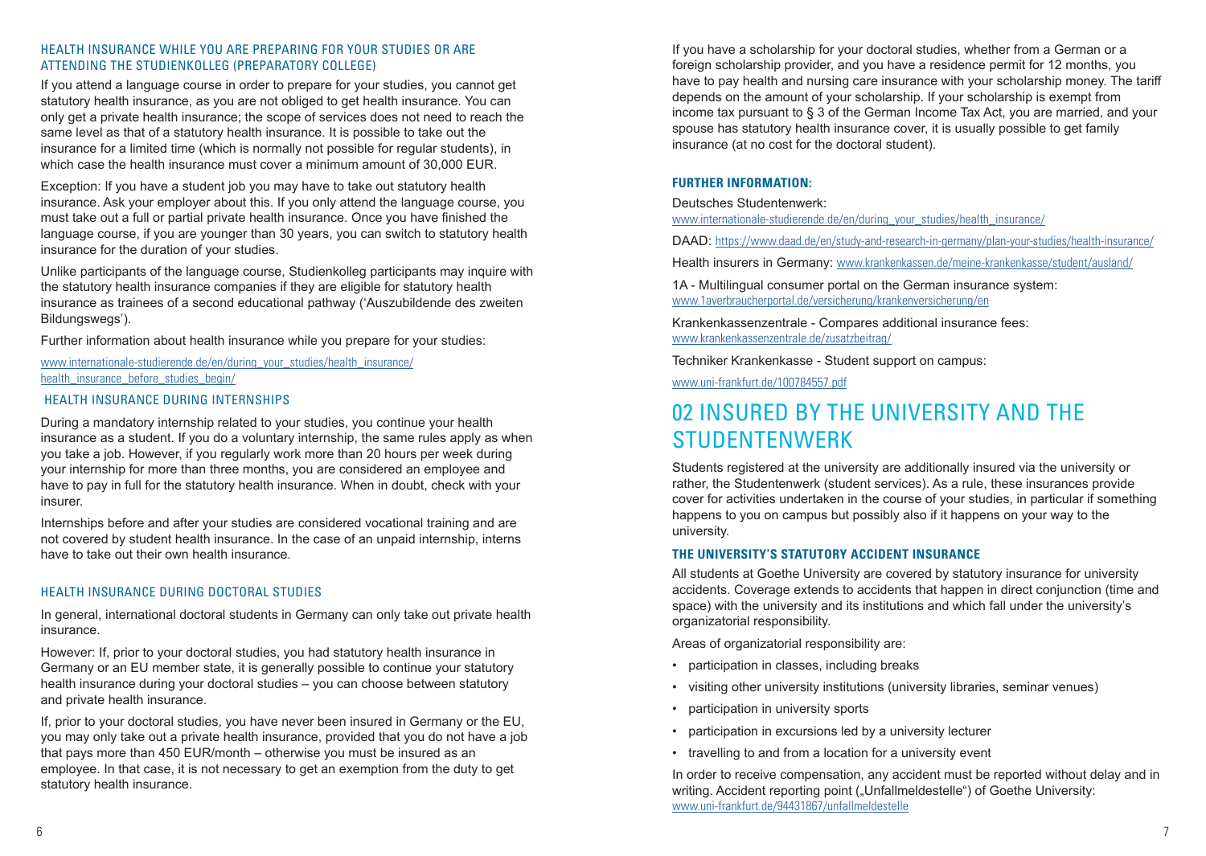### HEALTH INSURANCE WHILE YOU ARE PREPARING FOR YOUR STUDIES OR ARE ATTENDING THE STUDIENKOLLEG (PREPARATORY COLLEGE)

If you attend a language course in order to prepare for your studies, you cannot get statutory health insurance, as you are not obliged to get health insurance. You can only get a private health insurance; the scope of services does not need to reach the same level as that of a statutory health insurance. It is possible to take out the insurance for a limited time (which is normally not possible for regular students), in which case the health insurance must cover a minimum amount of 30,000 EUR.

Exception: If you have a student job you may have to take out statutory health insurance. Ask your employer about this. If you only attend the language course, you must take out a full or partial private health insurance. Once you have finished the language course, if you are younger than 30 years, you can switch to statutory health insurance for the duration of your studies.

Unlike participants of the language course, Studienkolleg participants may inquire with the statutory health insurance companies if they are eligible for statutory health insurance as trainees of a second educational pathway ('Auszubildende des zweiten Bildungswegs').

Further information about health insurance while you prepare for your studies:

www.internationale-studierende.de/en/during_your_studies/health_insurance/health_insurance_before_studies_begin/

### HEALTH INSURANCE DURING INTERNSHIPS

During a mandatory internship related to your studies, you continue your health insurance as a student. If you do a voluntary internship, the same rules apply as when you take a job. However, if you regularly work more than 20 hours per week during your internship for more than three months, you are considered an employee and have to pay in full for the statutory health insurance. When in doubt, check with your insurer.

Internships before and after your studies are considered vocational training and are not covered by student health insurance. In the case of an unpaid internship, interns have to take out their own health insurance.

### HEALTH INSURANCE DURING DOCTORAL STUDIES

In general, international doctoral students in Germany can only take out private health insurance.

However: If, prior to your doctoral studies, you had statutory health insurance in Germany or an EU member state, it is generally possible to continue your statutory health insurance during your doctoral studies – you can choose between statutory and private health insurance.

If, prior to your doctoral studies, you have never been insured in Germany or the EU, you may only take out a private health insurance, provided that you do not have a job that pays more than 450 EUR/month – otherwise you must be insured as an employee. In that case, it is not necessary to get an exemption from the duty to get statutory health insurance.

If you have a scholarship for your doctoral studies, whether from a German or a foreign scholarship provider, and you have a residence permit for 12 months, you have to pay health and nursing care insurance with your scholarship money. The tariff depends on the amount of your scholarship. If your scholarship is exempt from income tax pursuant to § 3 of the German Income Tax Act, you are married, and your spouse has statutory health insurance cover, it is usually possible to get family insurance (at no cost for the doctoral student).

#### FURTHER INFORMATION:

Deutsches Studentenwerk:
www.internationale-studierende.de/en/during_your_studies/health_insurance/

DAAD: https://www.daad.de/en/study-and-research-in-germany/plan-your-studies/health-insurance/

Health insurers in Germany: www.krankenkassen.de/meine-krankenkasse/student/ausland/

1A - Multilingual consumer portal on the German insurance system:
www.1averbraucherportal.de/versicherung/krankenversicherung/en

Krankenkassenzentrale - Compares additional insurance fees:
www.krankenkassenzentrale.de/zusatzbeitrag/

Techniker Krankenkasse - Student support on campus:

www.uni-frankfurt.de/100784557.pdf

## 02 INSURED BY THE UNIVERSITY AND THE STUDENTENWERK

Students registered at the university are additionally insured via the university or rather, the Studentenwerk (student services). As a rule, these insurances provide cover for activities undertaken in the course of your studies, in particular if something happens to you on campus but possibly also if it happens on your way to the university.

#### THE UNIVERSITY'S STATUTORY ACCIDENT INSURANCE

All students at Goethe University are covered by statutory insurance for university accidents. Coverage extends to accidents that happen in direct conjunction (time and space) with the university and its institutions and which fall under the university's organizatorial responsibility.

Areas of organizatorial responsibility are:

- participation in classes, including breaks
- visiting other university institutions (university libraries, seminar venues)
- participation in university sports
- participation in excursions led by a university lecturer
- travelling to and from a location for a university event

In order to receive compensation, any accident must be reported without delay and in writing. Accident reporting point („Unfallmeldestelle") of Goethe University:
www.uni-frankfurt.de/94431867/unfallmeldestelle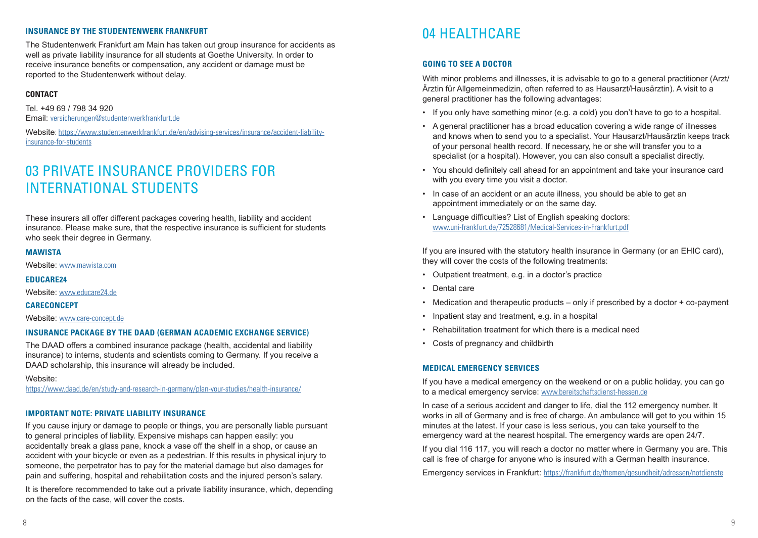### INSURANCE BY THE STUDENTENWERK FRANKFURT

The Studentenwerk Frankfurt am Main has taken out group insurance for accidents as well as private liability insurance for all students at Goethe University. In order to receive insurance benefits or compensation, any accident or damage must be reported to the Studentenwerk without delay.

#### CONTACT

Tel. +49 69 / 798 34 920
Email: versicherungen@studentenwerkfrankfurt.de

Website: https://www.studentenwerkfrankfurt.de/en/advising-services/insurance/accident-liability-insurance-for-students

## 03 PRIVATE INSURANCE PROVIDERS FOR INTERNATIONAL STUDENTS

These insurers all offer different packages covering health, liability and accident insurance. Please make sure, that the respective insurance is sufficient for students who seek their degree in Germany.

### MAWISTA

Website: www.mawista.com

### EDUCARE24

Website: www.educare24.de

### CARECONCEPT

Website: www.care-concept.de

### INSURANCE PACKAGE BY THE DAAD (GERMAN ACADEMIC EXCHANGE SERVICE)

The DAAD offers a combined insurance package (health, accidental and liability insurance) to interns, students and scientists coming to Germany. If you receive a DAAD scholarship, this insurance will already be included.

Website:
https://www.daad.de/en/study-and-research-in-germany/plan-your-studies/health-insurance/

### IMPORTANT NOTE: PRIVATE LIABILITY INSURANCE

If you cause injury or damage to people or things, you are personally liable pursuant to general principles of liability. Expensive mishaps can happen easily: you accidentally break a glass pane, knock a vase off the shelf in a shop, or cause an accident with your bicycle or even as a pedestrian. If this results in physical injury to someone, the perpetrator has to pay for the material damage but also damages for pain and suffering, hospital and rehabilitation costs and the injured person's salary.

It is therefore recommended to take out a private liability insurance, which, depending on the facts of the case, will cover the costs.

## 04 HEALTHCARE

### GOING TO SEE A DOCTOR

With minor problems and illnesses, it is advisable to go to a general practitioner (Arzt/Ärztin für Allgemeinmedizin, often referred to as Hausarzt/Hausärztin). A visit to a general practitioner has the following advantages:

- If you only have something minor (e.g. a cold) you don't have to go to a hospital.
- A general practitioner has a broad education covering a wide range of illnesses and knows when to send you to a specialist. Your Hausarzt/Hausärztin keeps track of your personal health record. If necessary, he or she will transfer you to a specialist (or a hospital). However, you can also consult a specialist directly.
- You should definitely call ahead for an appointment and take your insurance card with you every time you visit a doctor.
- In case of an accident or an acute illness, you should be able to get an appointment immediately or on the same day.
- Language difficulties? List of English speaking doctors: www.uni-frankfurt.de/72528681/Medical-Services-in-Frankfurt.pdf

If you are insured with the statutory health insurance in Germany (or an EHIC card), they will cover the costs of the following treatments:

- Outpatient treatment, e.g. in a doctor's practice
- Dental care
- Medication and therapeutic products – only if prescribed by a doctor + co-payment
- Inpatient stay and treatment, e.g. in a hospital
- Rehabilitation treatment for which there is a medical need
- Costs of pregnancy and childbirth

### MEDICAL EMERGENCY SERVICES

If you have a medical emergency on the weekend or on a public holiday, you can go to a medical emergency service: www.bereitschaftsdienst-hessen.de

In case of a serious accident and danger to life, dial the 112 emergency number. It works in all of Germany and is free of charge. An ambulance will get to you within 15 minutes at the latest. If your case is less serious, you can take yourself to the emergency ward at the nearest hospital. The emergency wards are open 24/7.

If you dial 116 117, you will reach a doctor no matter where in Germany you are. This call is free of charge for anyone who is insured with a German health insurance.

Emergency services in Frankfurt: https://frankfurt.de/themen/gesundheit/adressen/notdienste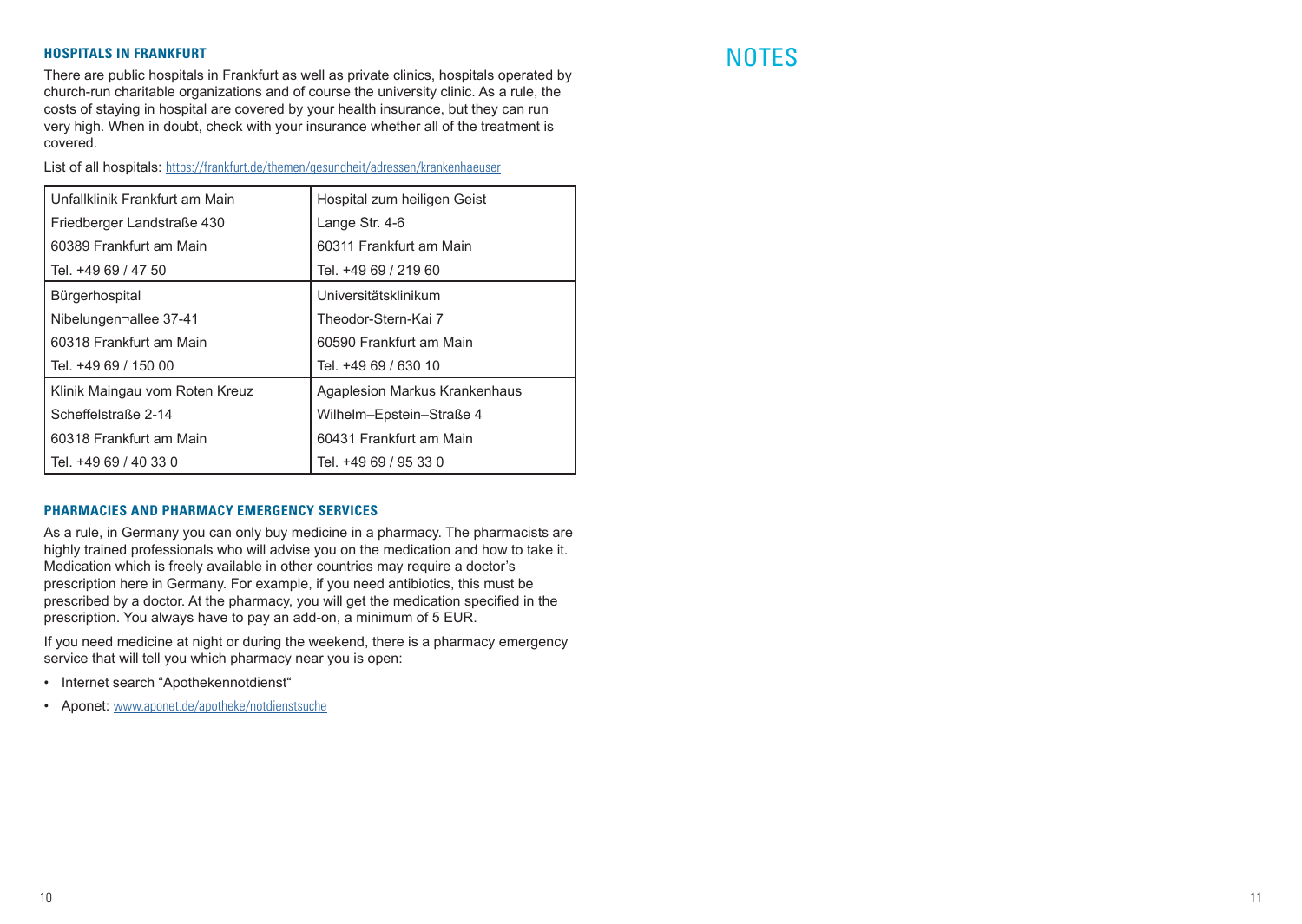### HOSPITALS IN FRANKFURT

There are public hospitals in Frankfurt as well as private clinics, hospitals operated by church-run charitable organizations and of course the university clinic. As a rule, the costs of staying in hospital are covered by your health insurance, but they can run very high. When in doubt, check with your insurance whether all of the treatment is covered.

List of all hospitals: https://frankfurt.de/themen/gesundheit/adressen/krankenhaeuser

| | |
|---|---|
| Unfallklinik Frankfurt am Main<br>Friedberger Landstraße 430<br>60389 Frankfurt am Main<br>Tel. +49 69 / 47 50 | Hospital zum heiligen Geist<br>Lange Str. 4-6<br>60311 Frankfurt am Main<br>Tel. +49 69 / 219 60 |
| Bürgerhospital<br>Nibelungen¬allee 37-41<br>60318 Frankfurt am Main<br>Tel. +49 69 / 150 00 | Universitätsklinikum<br>Theodor-Stern-Kai 7<br>60590 Frankfurt am Main<br>Tel. +49 69 / 630 10 |
| Klinik Maingau vom Roten Kreuz<br>Scheffelstraße 2-14<br>60318 Frankfurt am Main<br>Tel. +49 69 / 40 33 0 | Agaplesion Markus Krankenhaus<br>Wilhelm–Epstein–Straße 4<br>60431 Frankfurt am Main<br>Tel. +49 69 / 95 33 0 |

### PHARMACIES AND PHARMACY EMERGENCY SERVICES

As a rule, in Germany you can only buy medicine in a pharmacy. The pharmacists are highly trained professionals who will advise you on the medication and how to take it. Medication which is freely available in other countries may require a doctor's prescription here in Germany. For example, if you need antibiotics, this must be prescribed by a doctor. At the pharmacy, you will get the medication specified in the prescription. You always have to pay an add-on, a minimum of 5 EUR.

If you need medicine at night or during the weekend, there is a pharmacy emergency service that will tell you which pharmacy near you is open:

- Internet search "Apothekennotdienst"
- Aponet: www.aponet.de/apotheke/notdienstsuche

## NOTES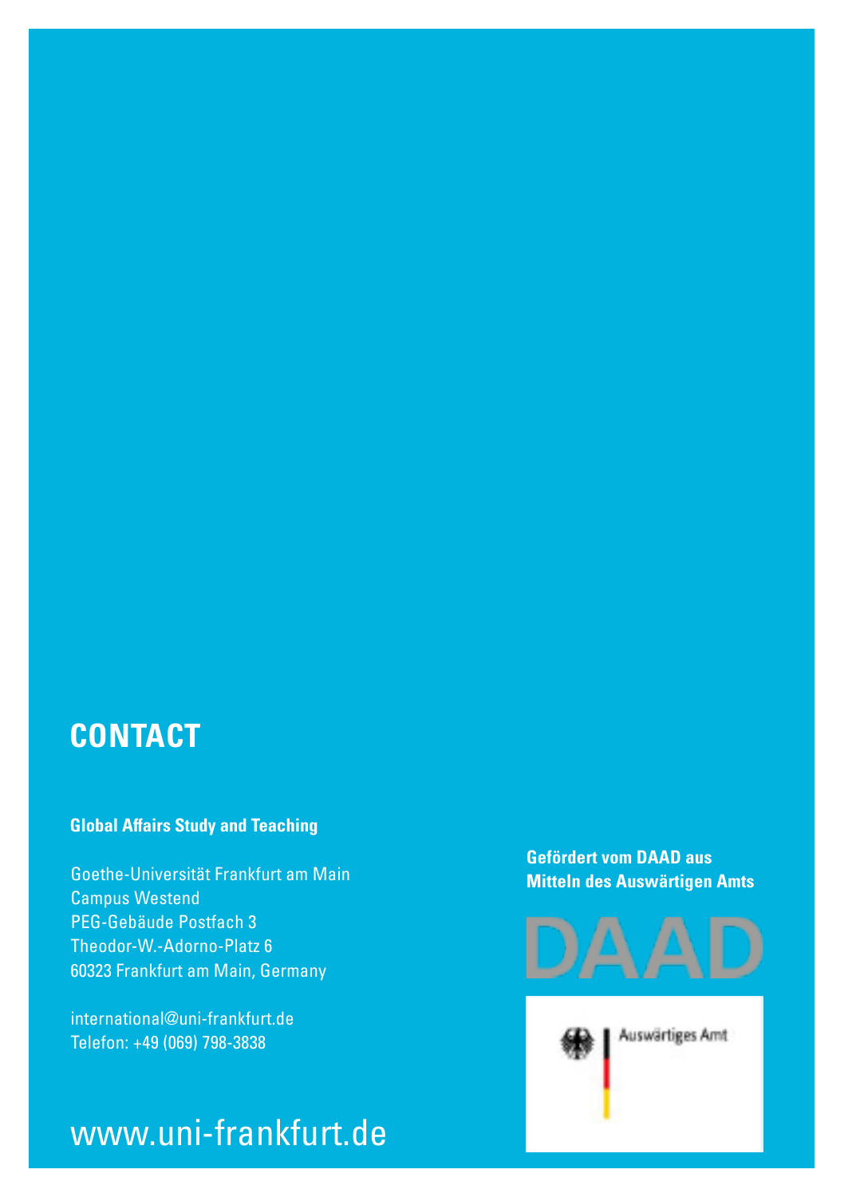# CONTACT

**Global Affairs Study and Teaching**

Goethe-Universität Frankfurt am Main
Campus Westend
PEG-Gebäude Postfach 3
Theodor-W.-Adorno-Platz 6
60323 Frankfurt am Main, Germany

international@uni-frankfurt.de
Telefon: +49 (069) 798-3838

www.uni-frankfurt.de

**Gefördert vom DAAD aus Mitteln des Auswärtigen Amts**

DAAD

Auswärtiges Amt